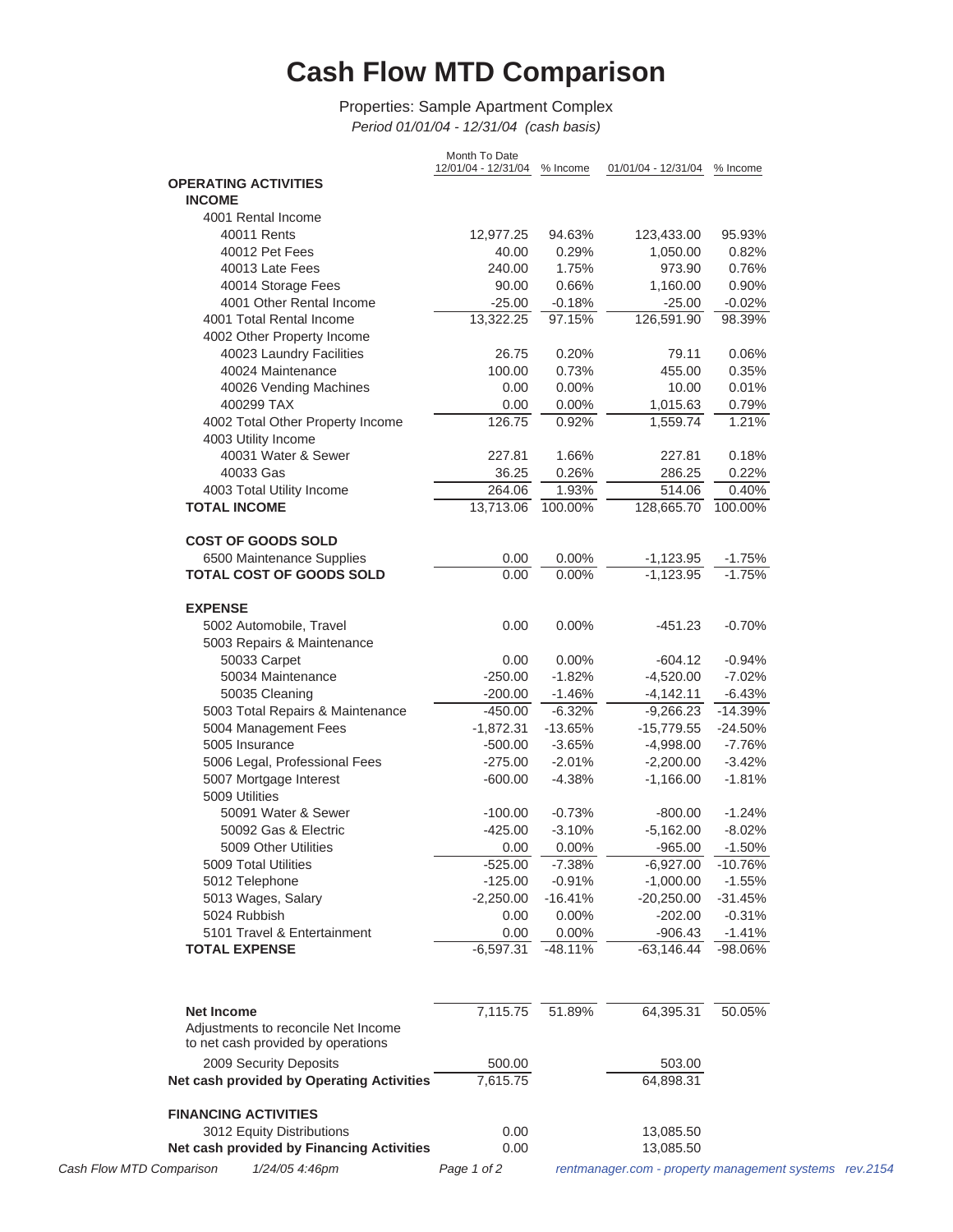# Cash Flow MTD Comparison

Properties: Sample Apartment Complex

*Period 01/01/04 - 12/31/04 (cash basis)*

| | Month To Date 12/01/04 - 12/31/04 | % Income | 01/01/04 - 12/31/04 | % Income |
|---|---|---|---|---|
| **OPERATING ACTIVITIES** | | | | |
| **INCOME** | | | | |
| 4001 Rental Income | | | | |
| 40011 Rents | 12,977.25 | 94.63% | 123,433.00 | 95.93% |
| 40012 Pet Fees | 40.00 | 0.29% | 1,050.00 | 0.82% |
| 40013 Late Fees | 240.00 | 1.75% | 973.90 | 0.76% |
| 40014 Storage Fees | 90.00 | 0.66% | 1,160.00 | 0.90% |
| 4001 Other Rental Income | -25.00 | -0.18% | -25.00 | -0.02% |
| 4001 Total Rental Income | 13,322.25 | 97.15% | 126,591.90 | 98.39% |
| 4002 Other Property Income | | | | |
| 40023 Laundry Facilities | 26.75 | 0.20% | 79.11 | 0.06% |
| 40024 Maintenance | 100.00 | 0.73% | 455.00 | 0.35% |
| 40026 Vending Machines | 0.00 | 0.00% | 10.00 | 0.01% |
| 400299 TAX | 0.00 | 0.00% | 1,015.63 | 0.79% |
| 4002 Total Other Property Income | 126.75 | 0.92% | 1,559.74 | 1.21% |
| 4003 Utility Income | | | | |
| 40031 Water & Sewer | 227.81 | 1.66% | 227.81 | 0.18% |
| 40033 Gas | 36.25 | 0.26% | 286.25 | 0.22% |
| 4003 Total Utility Income | 264.06 | 1.93% | 514.06 | 0.40% |
| **TOTAL INCOME** | 13,713.06 | 100.00% | 128,665.70 | 100.00% |
| | | | | |
| **COST OF GOODS SOLD** | | | | |
| 6500 Maintenance Supplies | 0.00 | 0.00% | -1,123.95 | -1.75% |
| **TOTAL COST OF GOODS SOLD** | 0.00 | 0.00% | -1,123.95 | -1.75% |
| | | | | |
| **EXPENSE** | | | | |
| 5002 Automobile, Travel | 0.00 | 0.00% | -451.23 | -0.70% |
| 5003 Repairs & Maintenance | | | | |
| 50033 Carpet | 0.00 | 0.00% | -604.12 | -0.94% |
| 50034 Maintenance | -250.00 | -1.82% | -4,520.00 | -7.02% |
| 50035 Cleaning | -200.00 | -1.46% | -4,142.11 | -6.43% |
| 5003 Total Repairs & Maintenance | -450.00 | -6.32% | -9,266.23 | -14.39% |
| 5004 Management Fees | -1,872.31 | -13.65% | -15,779.55 | -24.50% |
| 5005 Insurance | -500.00 | -3.65% | -4,998.00 | -7.76% |
| 5006 Legal, Professional Fees | -275.00 | -2.01% | -2,200.00 | -3.42% |
| 5007 Mortgage Interest | -600.00 | -4.38% | -1,166.00 | -1.81% |
| 5009 Utilities | | | | |
| 50091 Water & Sewer | -100.00 | -0.73% | -800.00 | -1.24% |
| 50092 Gas & Electric | -425.00 | -3.10% | -5,162.00 | -8.02% |
| 5009 Other Utilities | 0.00 | 0.00% | -965.00 | -1.50% |
| 5009 Total Utilities | -525.00 | -7.38% | -6,927.00 | -10.76% |
| 5012 Telephone | -125.00 | -0.91% | -1,000.00 | -1.55% |
| 5013 Wages, Salary | -2,250.00 | -16.41% | -20,250.00 | -31.45% |
| 5024 Rubbish | 0.00 | 0.00% | -202.00 | -0.31% |
| 5101 Travel & Entertainment | 0.00 | 0.00% | -906.43 | -1.41% |
| **TOTAL EXPENSE** | -6,597.31 | -48.11% | -63,146.44 | -98.06% |
| | | | | |
| **Net Income** | 7,115.75 | 51.89% | 64,395.31 | 50.05% |
| Adjustments to reconcile Net Income to net cash provided by operations | | | | |
| 2009 Security Deposits | 500.00 | | 503.00 | |
| **Net cash provided by Operating Activities** | 7,615.75 | | 64,898.31 | |
| | | | | |
| **FINANCING ACTIVITIES** | | | | |
| 3012 Equity Distributions | 0.00 | | 13,085.50 | |
| **Net cash provided by Financing Activities** | 0.00 | | 13,085.50 | |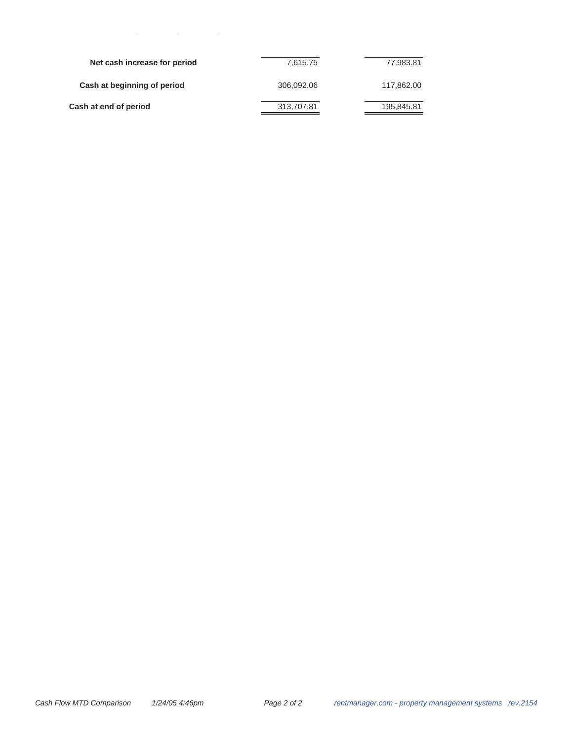| | | |
|---|---|---|
| **Net cash increase for period** | 7,615.75 | 77,983.81 |
| **Cash at beginning of period** | 306,092.06 | 117,862.00 |
| **Cash at end of period** | 313,707.81 | 195,845.81 |